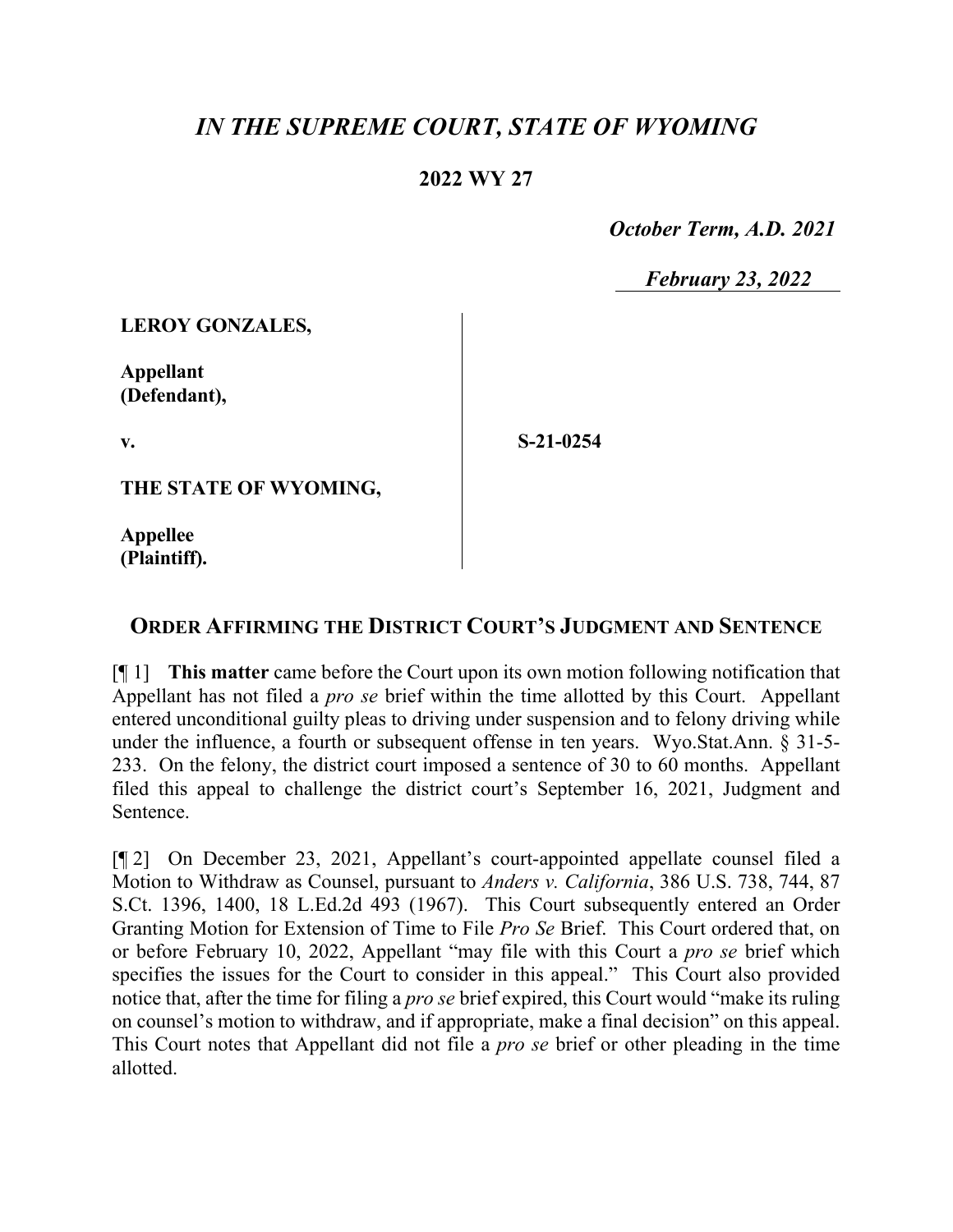# *IN THE SUPREME COURT, STATE OF WYOMING*

## 2022 WY 27

*October Term, A.D. 2021*

*February 23, 2022*

**LEROY GONZALES,**

**Appellant (Defendant),**

**v.**

**S-21-0254**

**THE STATE OF WYOMING,**

**Appellee (Plaintiff).**

## ORDER AFFIRMING THE DISTRICT COURT'S JUDGMENT AND SENTENCE

[¶ 1] **This matter** came before the Court upon its own motion following notification that Appellant has not filed a *pro se* brief within the time allotted by this Court. Appellant entered unconditional guilty pleas to driving under suspension and to felony driving while under the influence, a fourth or subsequent offense in ten years. Wyo.Stat.Ann. § 31-5-233. On the felony, the district court imposed a sentence of 30 to 60 months. Appellant filed this appeal to challenge the district court's September 16, 2021, Judgment and Sentence.

[¶ 2] On December 23, 2021, Appellant's court-appointed appellate counsel filed a Motion to Withdraw as Counsel, pursuant to *Anders v. California*, 386 U.S. 738, 744, 87 S.Ct. 1396, 1400, 18 L.Ed.2d 493 (1967). This Court subsequently entered an Order Granting Motion for Extension of Time to File *Pro Se* Brief. This Court ordered that, on or before February 10, 2022, Appellant "may file with this Court a *pro se* brief which specifies the issues for the Court to consider in this appeal." This Court also provided notice that, after the time for filing a *pro se* brief expired, this Court would "make its ruling on counsel's motion to withdraw, and if appropriate, make a final decision" on this appeal. This Court notes that Appellant did not file a *pro se* brief or other pleading in the time allotted.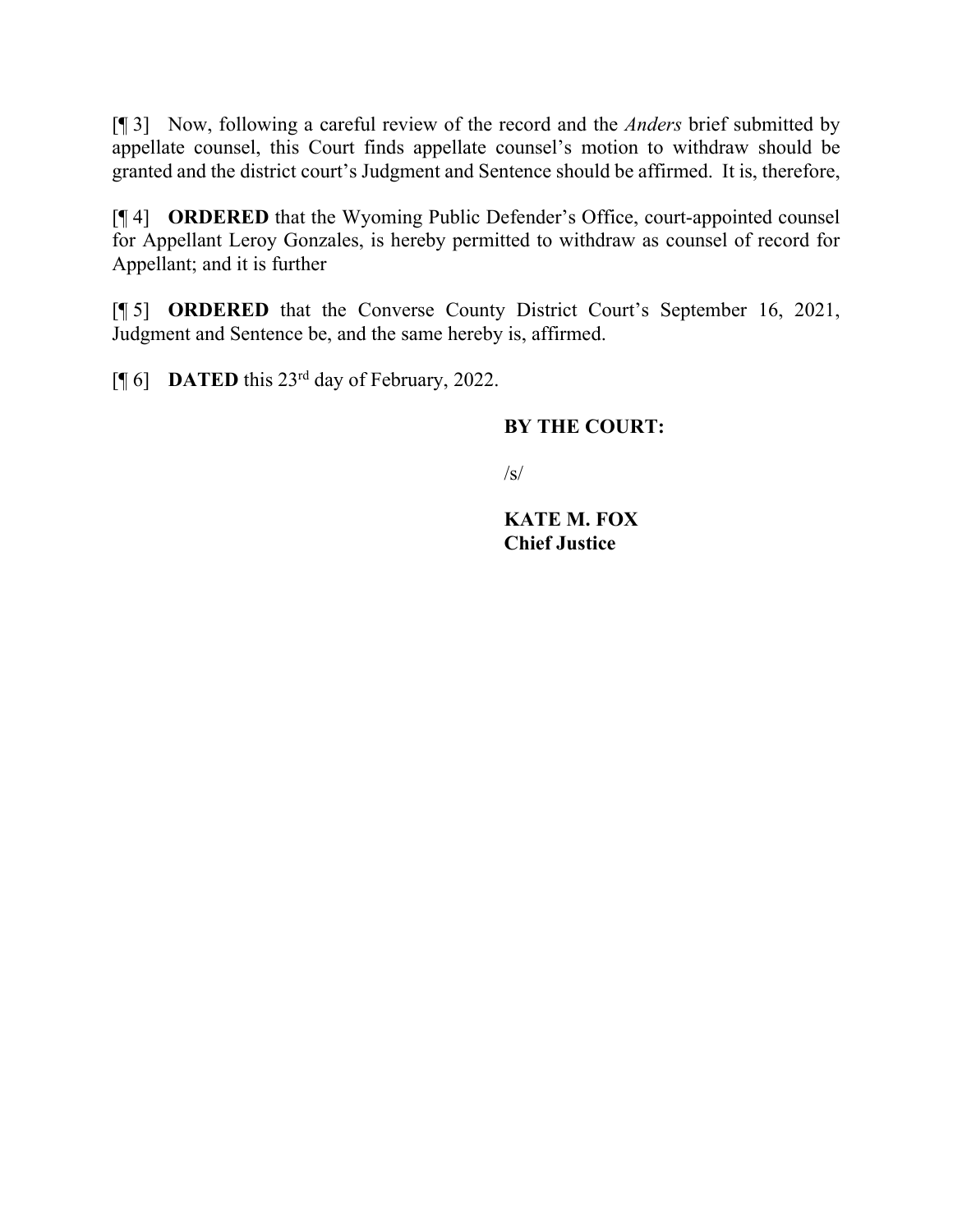[¶ 3] Now, following a careful review of the record and the *Anders* brief submitted by appellate counsel, this Court finds appellate counsel's motion to withdraw should be granted and the district court's Judgment and Sentence should be affirmed. It is, therefore,

[¶ 4] **ORDERED** that the Wyoming Public Defender's Office, court-appointed counsel for Appellant Leroy Gonzales, is hereby permitted to withdraw as counsel of record for Appellant; and it is further

[¶ 5] **ORDERED** that the Converse County District Court's September 16, 2021, Judgment and Sentence be, and the same hereby is, affirmed.

[¶ 6] **DATED** this 23rd day of February, 2022.

**BY THE COURT:**

/s/

**KATE M. FOX**
**Chief Justice**